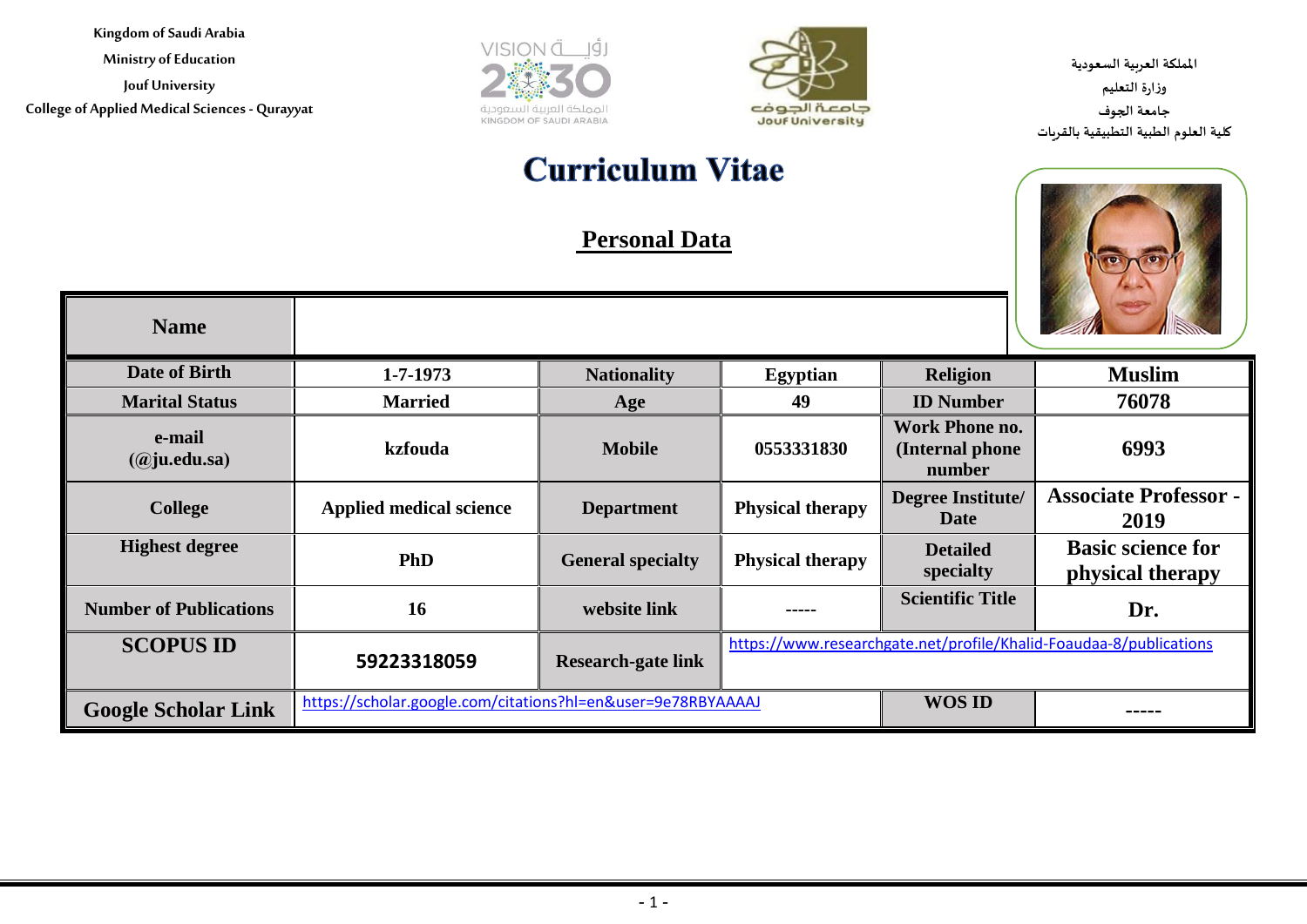Kingdom of Saudi Arabia

Ministry of Education

Jouf University

College of Applied Medical Sciences - Qurayyat

المملكة العربية السعودية

وزارة التعليم

جامعة الجوف

كلية العلوم الطبية التطبيقية بالقريات

# Curriculum Vitae

## Personal Data

| Name | | | | | |
|---|---|---|---|---|---|
| Date of Birth | 1-7-1973 | Nationality | Egyptian | Religion | Muslim |
| Marital Status | Married | Age | 49 | ID Number | 76078 |
| e-mail (@ju.edu.sa) | kzfouda | Mobile | 0553331830 | Work Phone no. (Internal phone number | 6993 |
| College | Applied medical science | Department | Physical therapy | Degree Institute/ Date | Associate Professor - 2019 |
| Highest degree | PhD | General specialty | Physical therapy | Detailed specialty | Basic science for physical therapy |
| Number of Publications | 16 | website link | ----- | Scientific Title | Dr. |
| SCOPUS ID | 59223318059 | Research-gate link | https://www.researchgate.net/profile/Khalid-Foaudaa-8/publications | | |
| Google Scholar Link | https://scholar.google.com/citations?hl=en&user=9e78RBYAAAAJ | | | WOS ID | ----- |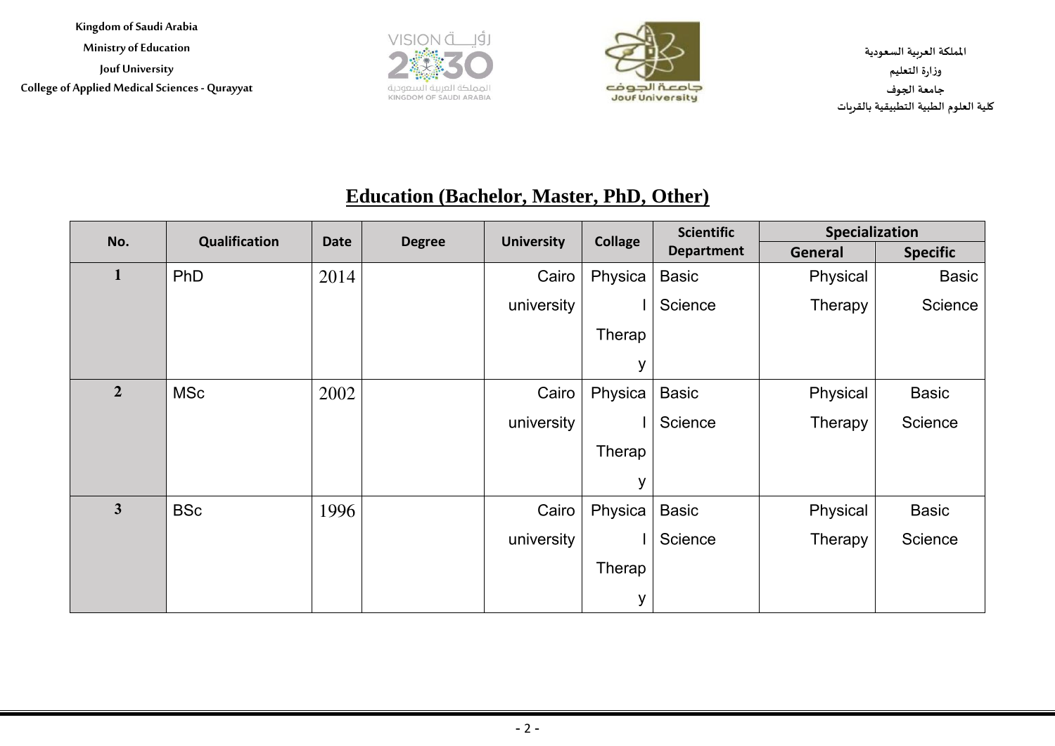Kingdom of Saudi Arabia
Ministry of Education
Jouf University
College of Applied Medical Sciences - Qurayyat

المملكة العربية السعودية
وزارة التعليم
جامعة الجوف
كلية العلوم الطبية التطبيقية بالقريات

## Education (Bachelor, Master, PhD, Other)

| No. | Qualification | Date | Degree | University | Collage | Scientific Department | Specialization | |
|---|---|---|---|---|---|---|---|---|
| | | | | | | | General | Specific |
| 1 | PhD | 2014 | | Cairo university | Physical Therapy | Basic Science | Physical Therapy | Basic Science |
| 2 | MSc | 2002 | | Cairo university | Physical Therapy | Basic Science | Physical Therapy | Basic Science |
| 3 | BSc | 1996 | | Cairo university | Physical Therapy | Basic Science | Physical Therapy | Basic Science |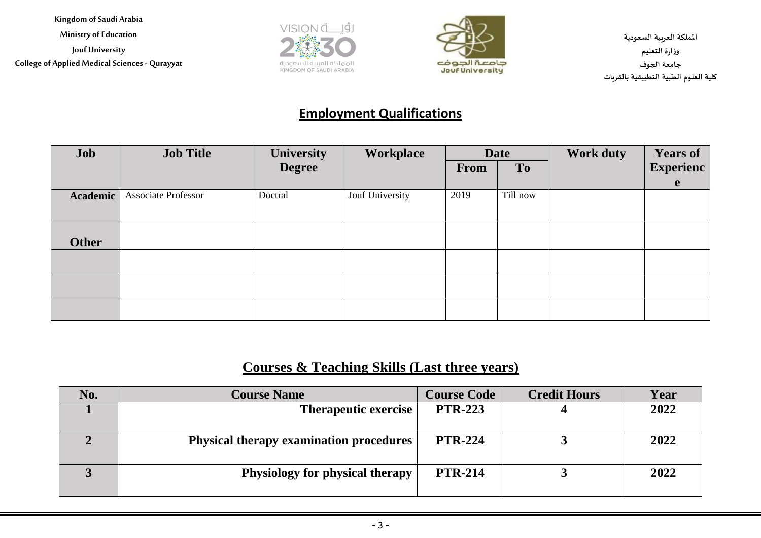Kingdom of Saudi Arabia
Ministry of Education
Jouf University
College of Applied Medical Sciences - Qurayyat

المملكة العربية السعودية
وزارة التعليم
جامعة الجوف
كلية العلوم الطبية التطبيقية بالقريات

## Employment Qualifications

| Job | Job Title | University Degree | Workplace | Date | | Work duty | Years of Experience |
|---|---|---|---|---|---|---|---|
| | | | | From | To | | |
| **Academic** | Associate Professor | Doctral | Jouf University | 2019 | Till now | | |
| **Other** | | | | | | | |
| | | | | | | | |
| | | | | | | | |
| | | | | | | | |

## Courses & Teaching Skills (Last three years)

| No. | Course Name | Course Code | Credit Hours | Year |
|---|---|---|---|---|
| **1** | **Therapeutic exercise** | **PTR-223** | **4** | **2022** |
| **2** | **Physical therapy examination procedures** | **PTR-224** | **3** | **2022** |
| **3** | **Physiology for physical therapy** | **PTR-214** | **3** | **2022** |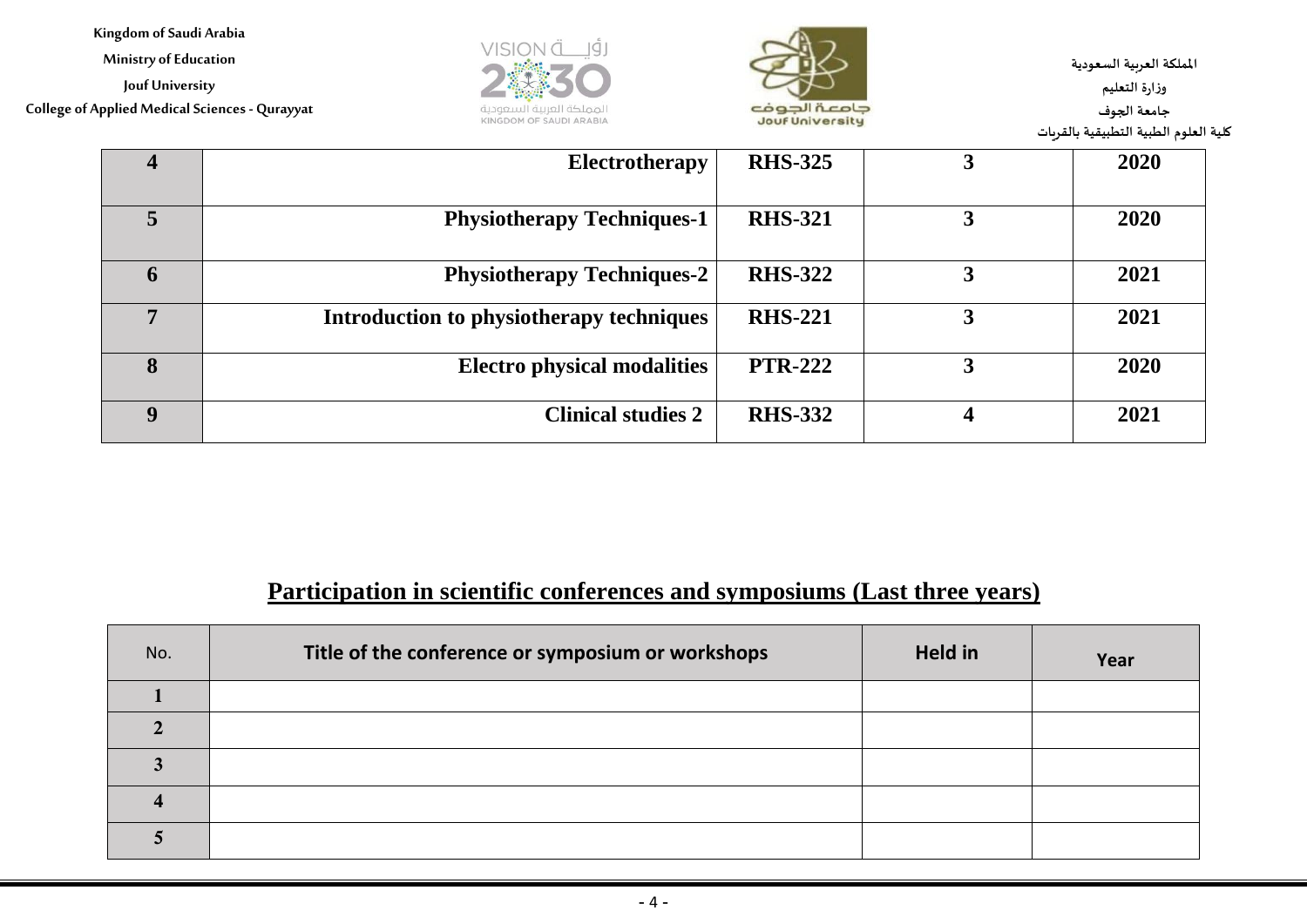| | | | | |
|---|---|---|---|---|
| 4 | Electrotherapy | RHS-325 | 3 | 2020 |
| 5 | Physiotherapy Techniques-1 | RHS-321 | 3 | 2020 |
| 6 | Physiotherapy Techniques-2 | RHS-322 | 3 | 2021 |
| 7 | Introduction to physiotherapy techniques | RHS-221 | 3 | 2021 |
| 8 | Electro physical modalities | PTR-222 | 3 | 2020 |
| 9 | Clinical studies 2 | RHS-332 | 4 | 2021 |

## Participation in scientific conferences and symposiums (Last three years)

| No. | Title of the conference or symposium or workshops | Held in | Year |
|---|---|---|---|
| 1 | | | |
| 2 | | | |
| 3 | | | |
| 4 | | | |
| 5 | | | |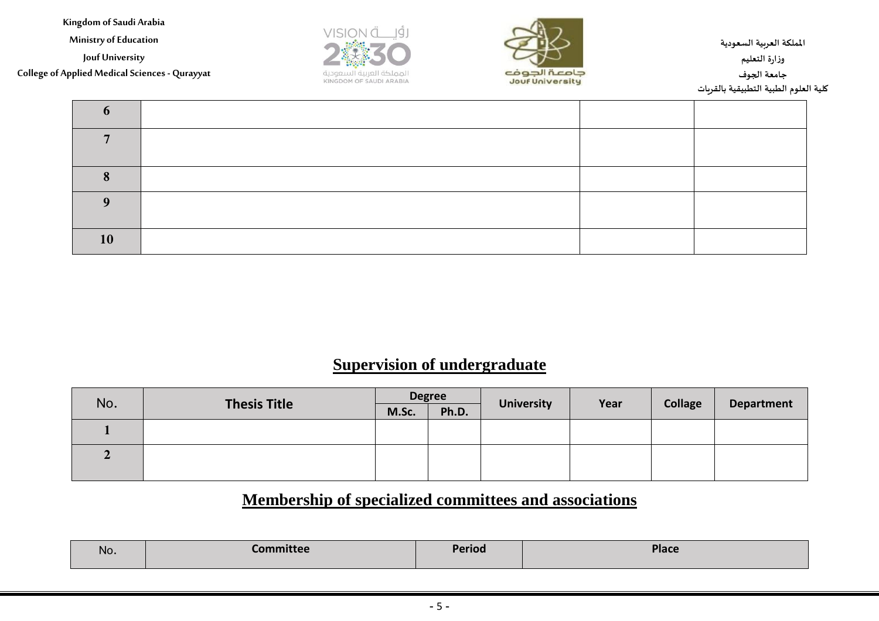| 6 | | | |
|---|---|---|---|
| 7 | | | |
| 8 | | | |
| 9 | | | |
| 10 | | | |

## Supervision of undergraduate

| No. | Thesis Title | Degree | | University | Year | Collage | Department |
|---|---|---|---|---|---|---|---|
| | | M.Sc. | Ph.D. | | | | |
| 1 | | | | | | | |
| 2 | | | | | | | |

## Membership of specialized committees and associations

| No. | Committee | Period | Place |
|---|---|---|---|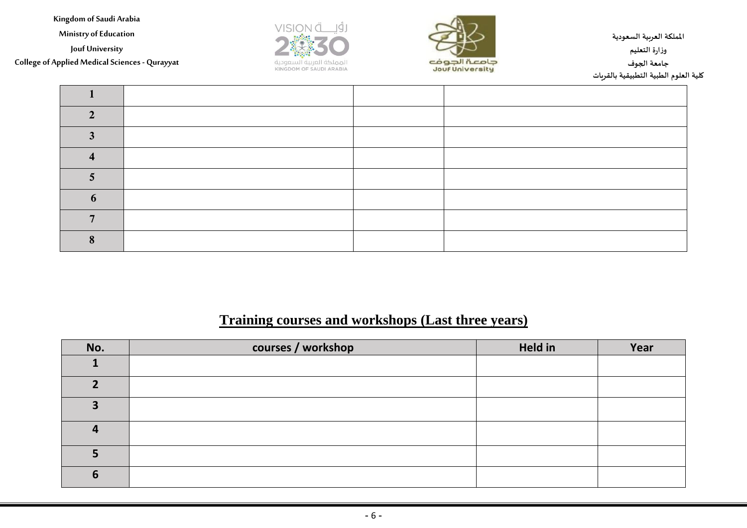| 1 | | | |
|---|---|---|---|
| 2 | | | |
| 3 | | | |
| 4 | | | |
| 5 | | | |
| 6 | | | |
| 7 | | | |
| 8 | | | |

## Training courses and workshops (Last three years)

| No. | courses / workshop | Held in | Year |
|---|---|---|---|
| 1 | | | |
| 2 | | | |
| 3 | | | |
| 4 | | | |
| 5 | | | |
| 6 | | | |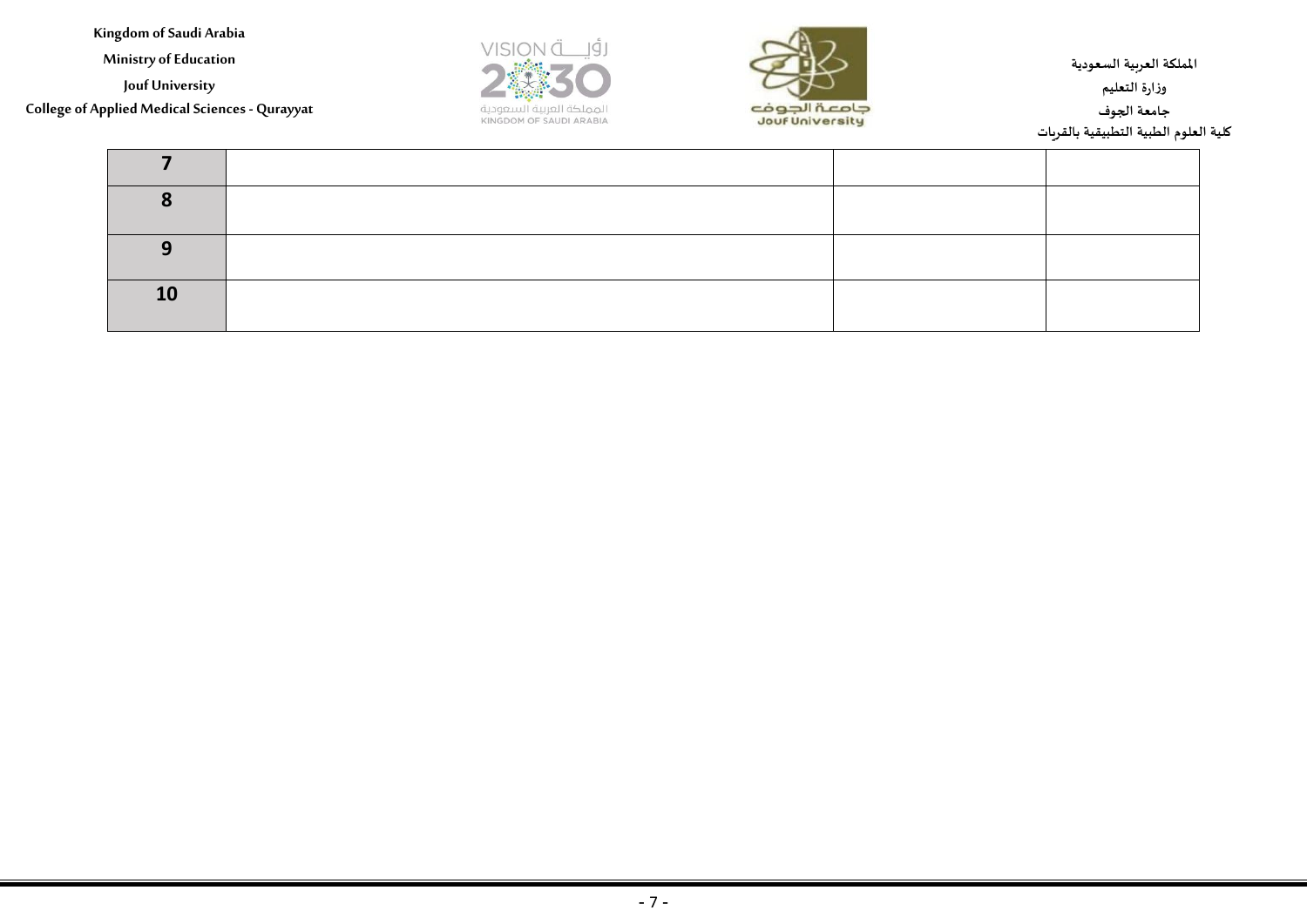| | | | |
|---|---|---|---|
| **7** | | | |
| **8** | | | |
| **9** | | | |
| **10** | | | |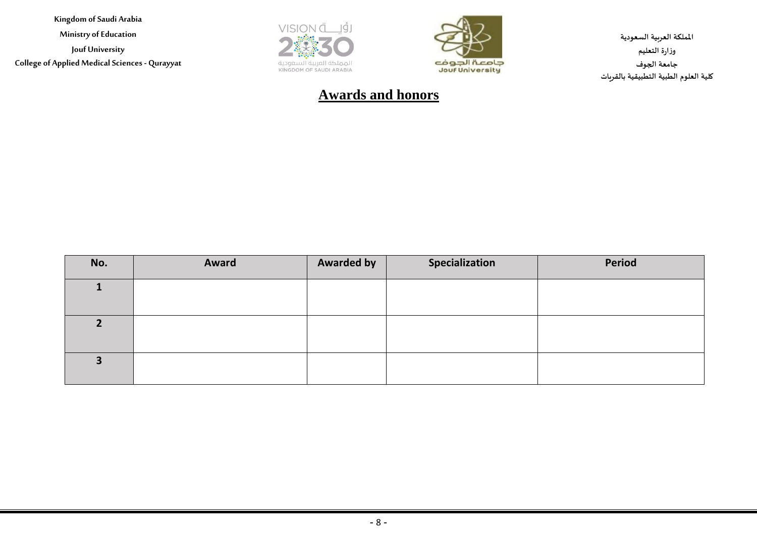# Awards and honors

| No. | Award | Awarded by | Specialization | Period |
|---|---|---|---|---|
| 1 | | | | |
| 2 | | | | |
| 3 | | | | |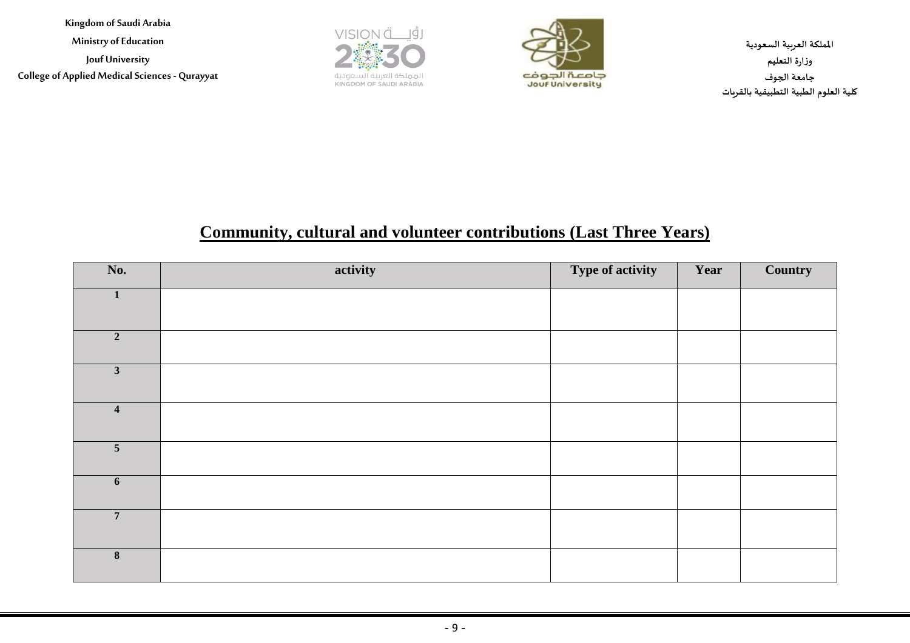Kingdom of Saudi Arabia
Ministry of Education
Jouf University
College of Applied Medical Sciences - Qurayyat

المملكة العربية السعودية
وزارة التعليم
جامعة الجوف
كلية العلوم الطبية التطبيقية بالقريات

## Community, cultural and volunteer contributions (Last Three Years)

| No. | activity | Type of activity | Year | Country |
|---|---|---|---|---|
| 1 | | | | |
| 2 | | | | |
| 3 | | | | |
| 4 | | | | |
| 5 | | | | |
| 6 | | | | |
| 7 | | | | |
| 8 | | | | |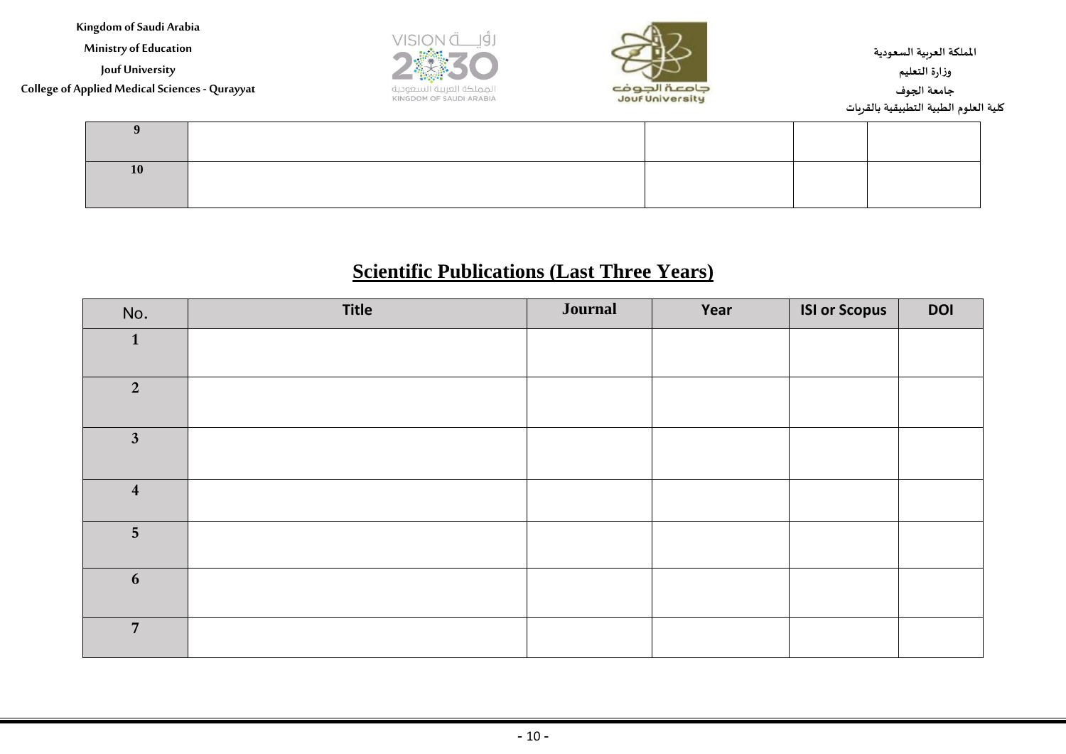| 9 | | | | |
|---|---|---|---|---|
| 10 | | | | |

## Scientific Publications (Last Three Years)

| No. | Title | Journal | Year | ISI or Scopus | DOI |
|---|---|---|---|---|---|
| 1 | | | | | |
| 2 | | | | | |
| 3 | | | | | |
| 4 | | | | | |
| 5 | | | | | |
| 6 | | | | | |
| 7 | | | | | |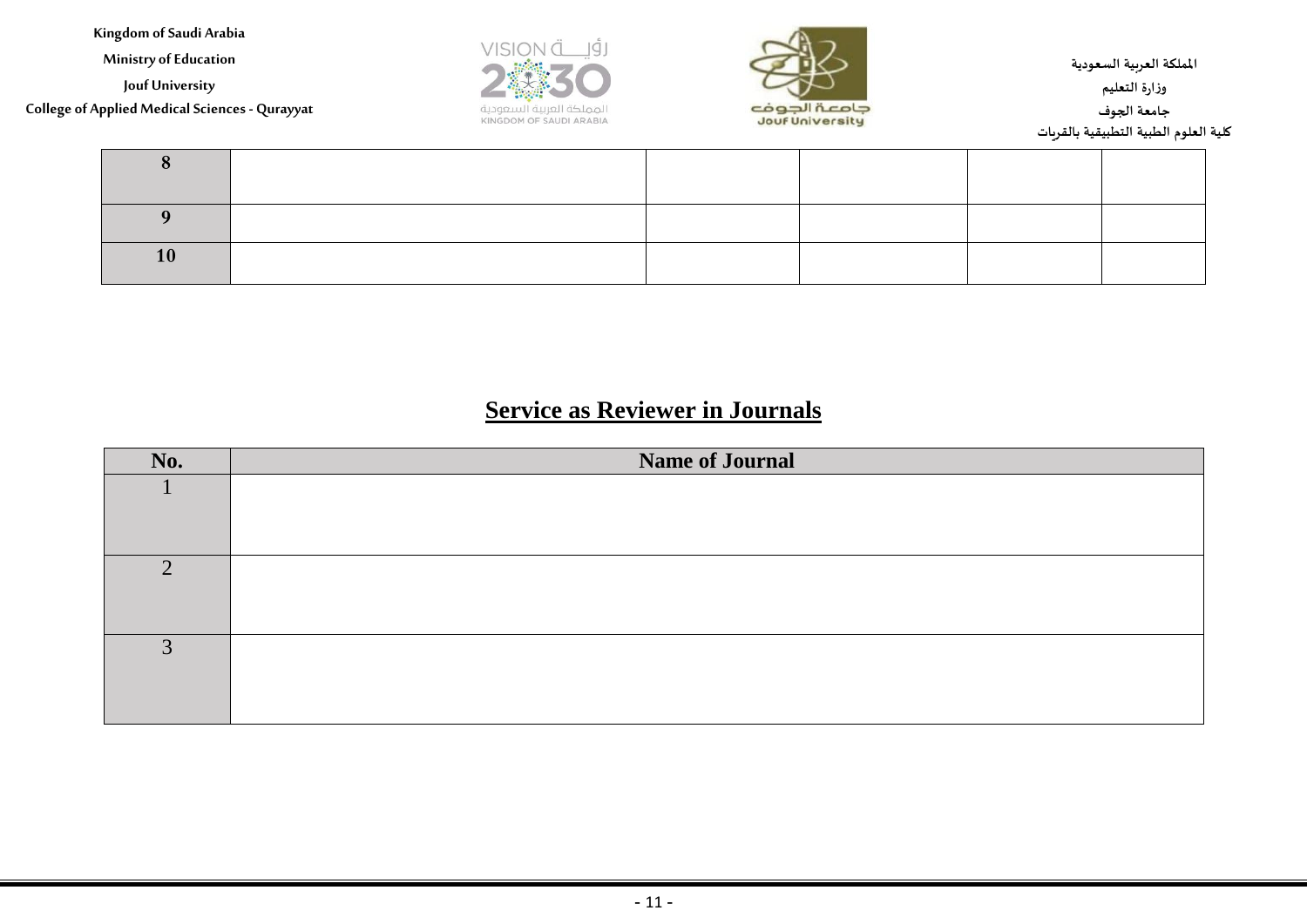| | | | | | |
|---|---|---|---|---|---|
| **8** | | | | | |
| **9** | | | | | |
| **10** | | | | | |

## Service as Reviewer in Journals

| No. | Name of Journal |
|---|---|
| 1 | |
| 2 | |
| 3 | |